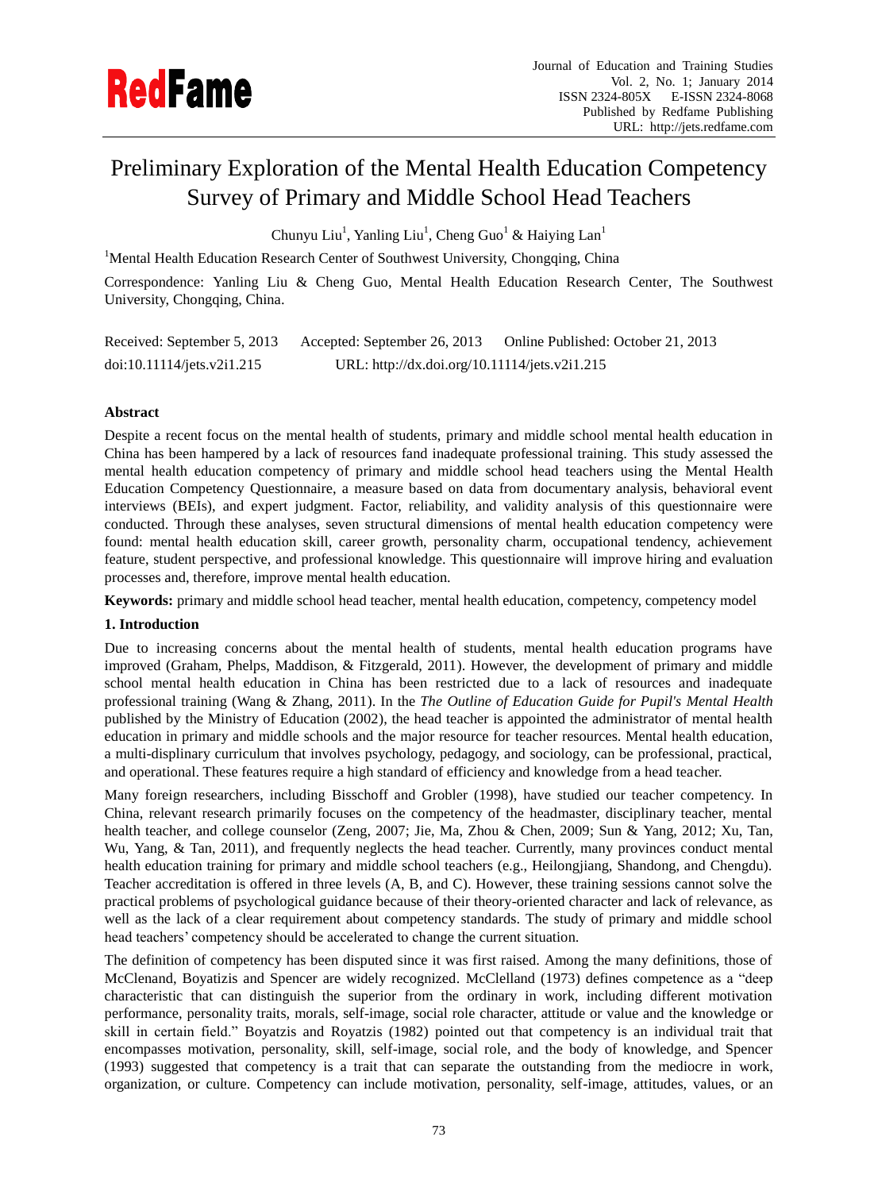# Preliminary Exploration of the Mental Health Education Competency Survey of Primary and Middle School Head Teachers

Chunyu Liu[1], Yanling Liu[1], Cheng Guo[1] & Haiying Lan[1]

[1]Mental Health Education Research Center of Southwest University, Chongqing, China

Correspondence: Yanling Liu & Cheng Guo, Mental Health Education Research Center, The Southwest University, Chongqing, China.

Received: September 5, 2013 Accepted: September 26, 2013 Online Published: October 21, 2013

doi:10.11114/jets.v2i1.215 URL: http://dx.doi.org/10.11114/jets.v2i1.215

**Abstract**

Despite a recent focus on the mental health of students, primary and middle school mental health education in China has been hampered by a lack of resources fand inadequate professional training. This study assessed the mental health education competency of primary and middle school head teachers using the Mental Health Education Competency Questionnaire, a measure based on data from documentary analysis, behavioral event interviews (BEIs), and expert judgment. Factor, reliability, and validity analysis of this questionnaire were conducted. Through these analyses, seven structural dimensions of mental health education competency were found: mental health education skill, career growth, personality charm, occupational tendency, achievement feature, student perspective, and professional knowledge. This questionnaire will improve hiring and evaluation processes and, therefore, improve mental health education.

**Keywords:** primary and middle school head teacher, mental health education, competency, competency model

## 1. Introduction

Due to increasing concerns about the mental health of students, mental health education programs have improved (Graham, Phelps, Maddison, & Fitzgerald, 2011). However, the development of primary and middle school mental health education in China has been restricted due to a lack of resources and inadequate professional training (Wang & Zhang, 2011). In the *The Outline of Education Guide for Pupil's Mental Health* published by the Ministry of Education (2002), the head teacher is appointed the administrator of mental health education in primary and middle schools and the major resource for teacher resources. Mental health education, a multi-displinary curriculum that involves psychology, pedagogy, and sociology, can be professional, practical, and operational. These features require a high standard of efficiency and knowledge from a head teacher.

Many foreign researchers, including Bisschoff and Grobler (1998), have studied our teacher competency. In China, relevant research primarily focuses on the competency of the headmaster, disciplinary teacher, mental health teacher, and college counselor (Zeng, 2007; Jie, Ma, Zhou & Chen, 2009; Sun & Yang, 2012; Xu, Tan, Wu, Yang, & Tan, 2011), and frequently neglects the head teacher. Currently, many provinces conduct mental health education training for primary and middle school teachers (e.g., Heilongjiang, Shandong, and Chengdu). Teacher accreditation is offered in three levels (A, B, and C). However, these training sessions cannot solve the practical problems of psychological guidance because of their theory-oriented character and lack of relevance, as well as the lack of a clear requirement about competency standards. The study of primary and middle school head teachers' competency should be accelerated to change the current situation.

The definition of competency has been disputed since it was first raised. Among the many definitions, those of McClenand, Boyatizis and Spencer are widely recognized. McClelland (1973) defines competence as a "deep characteristic that can distinguish the superior from the ordinary in work, including different motivation performance, personality traits, morals, self-image, social role character, attitude or value and the knowledge or skill in certain field." Boyatzis and Royatzis (1982) pointed out that competency is an individual trait that encompasses motivation, personality, skill, self-image, social role, and the body of knowledge, and Spencer (1993) suggested that competency is a trait that can separate the outstanding from the mediocre in work, organization, or culture. Competency can include motivation, personality, self-image, attitudes, values, or an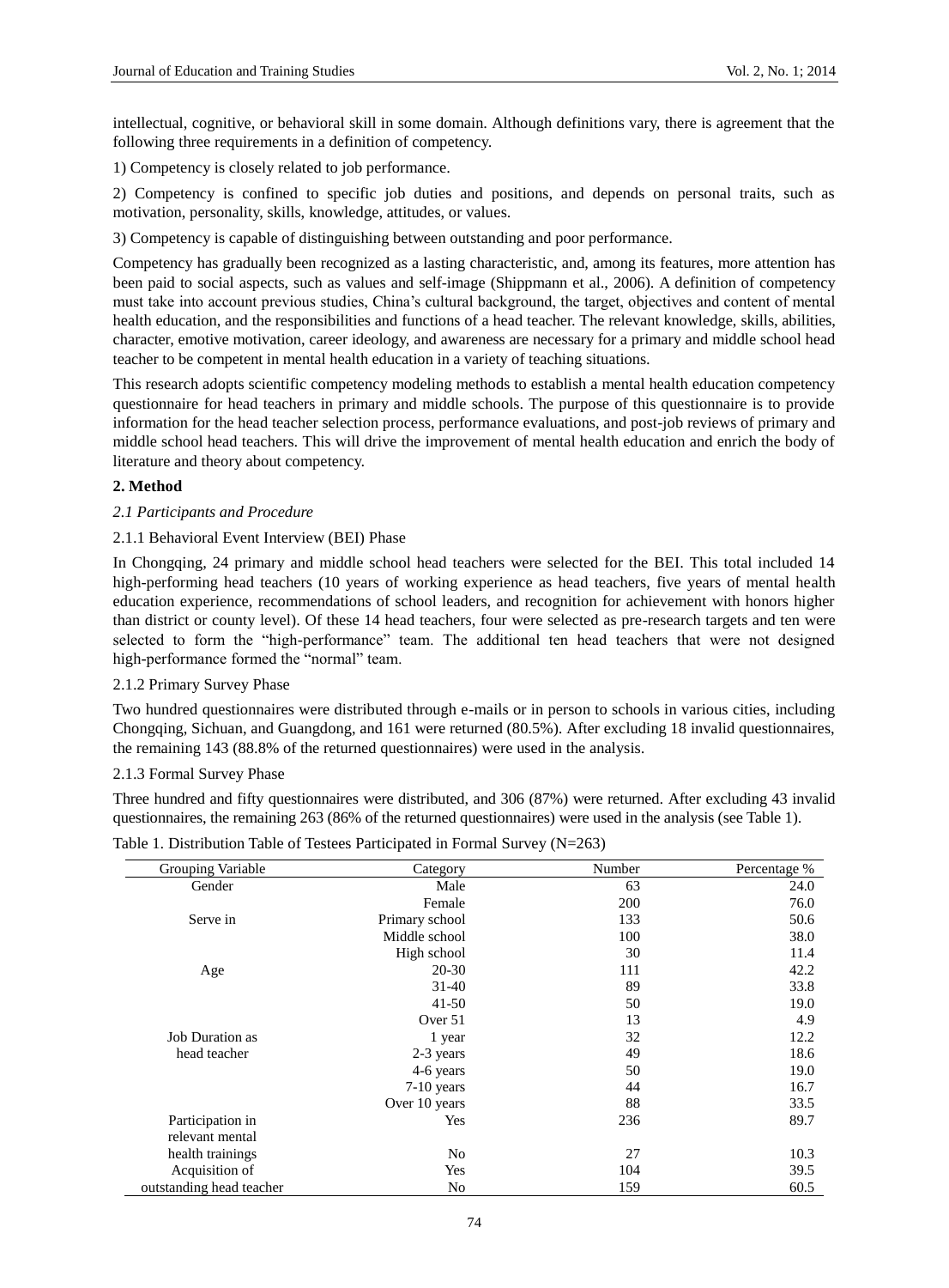intellectual, cognitive, or behavioral skill in some domain. Although definitions vary, there is agreement that the following three requirements in a definition of competency.

1) Competency is closely related to job performance.

2) Competency is confined to specific job duties and positions, and depends on personal traits, such as motivation, personality, skills, knowledge, attitudes, or values.

3) Competency is capable of distinguishing between outstanding and poor performance.

Competency has gradually been recognized as a lasting characteristic, and, among its features, more attention has been paid to social aspects, such as values and self-image (Shippmann et al., 2006). A definition of competency must take into account previous studies, China's cultural background, the target, objectives and content of mental health education, and the responsibilities and functions of a head teacher. The relevant knowledge, skills, abilities, character, emotive motivation, career ideology, and awareness are necessary for a primary and middle school head teacher to be competent in mental health education in a variety of teaching situations.

This research adopts scientific competency modeling methods to establish a mental health education competency questionnaire for head teachers in primary and middle schools. The purpose of this questionnaire is to provide information for the head teacher selection process, performance evaluations, and post-job reviews of primary and middle school head teachers. This will drive the improvement of mental health education and enrich the body of literature and theory about competency.

## 2. Method

### *2.1 Participants and Procedure*

#### 2.1.1 Behavioral Event Interview (BEI) Phase

In Chongqing, 24 primary and middle school head teachers were selected for the BEI. This total included 14 high-performing head teachers (10 years of working experience as head teachers, five years of mental health education experience, recommendations of school leaders, and recognition for achievement with honors higher than district or county level). Of these 14 head teachers, four were selected as pre-research targets and ten were selected to form the "high-performance" team. The additional ten head teachers that were not designed high-performance formed the "normal" team.

#### 2.1.2 Primary Survey Phase

Two hundred questionnaires were distributed through e-mails or in person to schools in various cities, including Chongqing, Sichuan, and Guangdong, and 161 were returned (80.5%). After excluding 18 invalid questionnaires, the remaining 143 (88.8% of the returned questionnaires) were used in the analysis.

#### 2.1.3 Formal Survey Phase

Three hundred and fifty questionnaires were distributed, and 306 (87%) were returned. After excluding 43 invalid questionnaires, the remaining 263 (86% of the returned questionnaires) were used in the analysis (see Table 1).

Table 1. Distribution Table of Testees Participated in Formal Survey (N=263)

| Grouping Variable | Category | Number | Percentage % |
|---|---|---|---|
| Gender | Male | 63 | 24.0 |
| | Female | 200 | 76.0 |
| Serve in | Primary school | 133 | 50.6 |
| | Middle school | 100 | 38.0 |
| | High school | 30 | 11.4 |
| Age | 20-30 | 111 | 42.2 |
| | 31-40 | 89 | 33.8 |
| | 41-50 | 50 | 19.0 |
| | Over 51 | 13 | 4.9 |
| Job Duration as head teacher | 1 year | 32 | 12.2 |
| | 2-3 years | 49 | 18.6 |
| | 4-6 years | 50 | 19.0 |
| | 7-10 years | 44 | 16.7 |
| | Over 10 years | 88 | 33.5 |
| Participation in relevant mental health trainings | Yes | 236 | 89.7 |
| | No | 27 | 10.3 |
| Acquisition of outstanding head teacher | Yes | 104 | 39.5 |
| | No | 159 | 60.5 |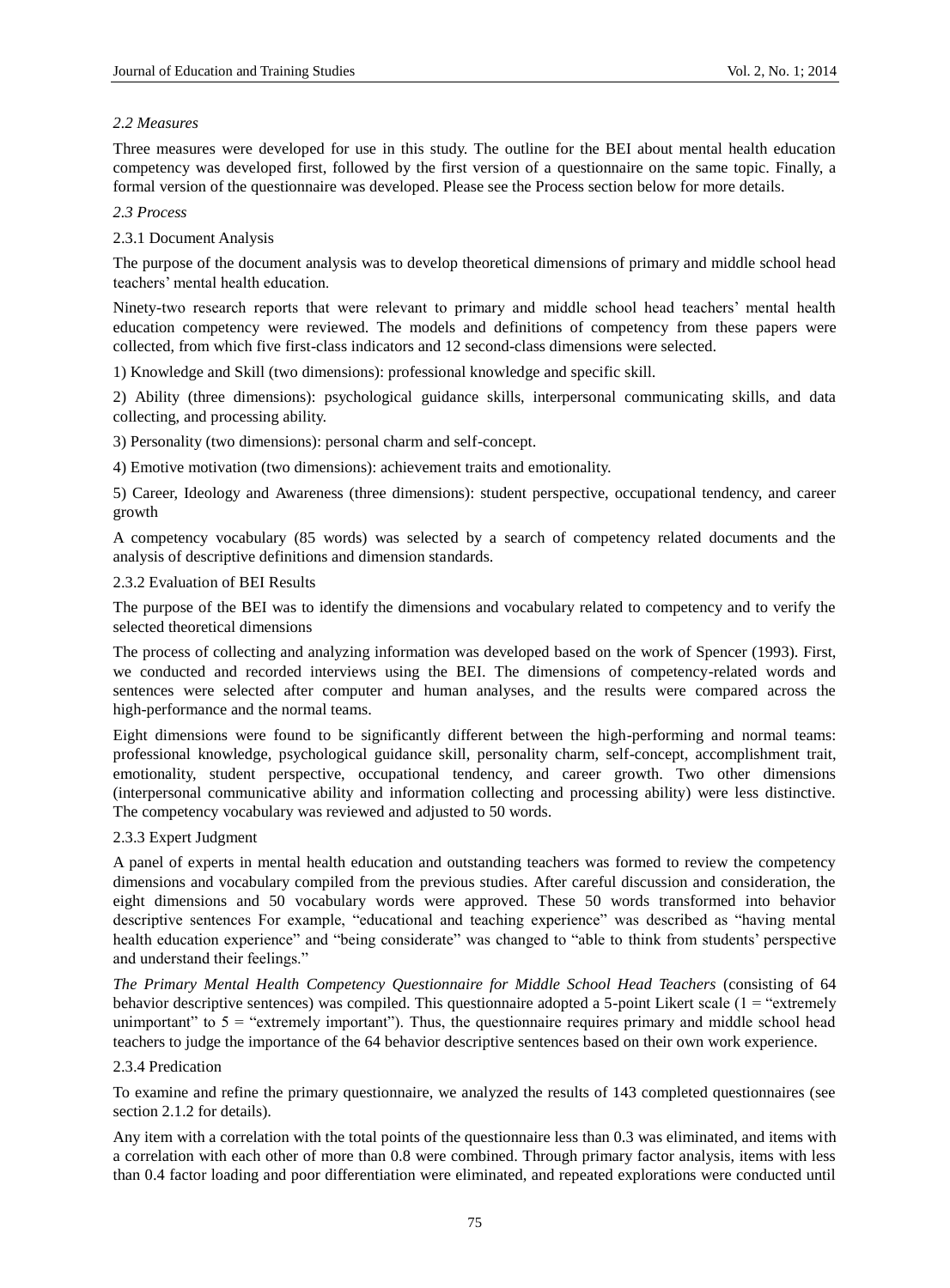### *2.2 Measures*

Three measures were developed for use in this study. The outline for the BEI about mental health education competency was developed first, followed by the first version of a questionnaire on the same topic. Finally, a formal version of the questionnaire was developed. Please see the Process section below for more details.

### *2.3 Process*

#### 2.3.1 Document Analysis

The purpose of the document analysis was to develop theoretical dimensions of primary and middle school head teachers' mental health education.

Ninety-two research reports that were relevant to primary and middle school head teachers' mental health education competency were reviewed. The models and definitions of competency from these papers were collected, from which five first-class indicators and 12 second-class dimensions were selected.

1) Knowledge and Skill (two dimensions): professional knowledge and specific skill.

2) Ability (three dimensions): psychological guidance skills, interpersonal communicating skills, and data collecting, and processing ability.

3) Personality (two dimensions): personal charm and self-concept.

4) Emotive motivation (two dimensions): achievement traits and emotionality.

5) Career, Ideology and Awareness (three dimensions): student perspective, occupational tendency, and career growth

A competency vocabulary (85 words) was selected by a search of competency related documents and the analysis of descriptive definitions and dimension standards.

#### 2.3.2 Evaluation of BEI Results

The purpose of the BEI was to identify the dimensions and vocabulary related to competency and to verify the selected theoretical dimensions

The process of collecting and analyzing information was developed based on the work of Spencer (1993). First, we conducted and recorded interviews using the BEI. The dimensions of competency-related words and sentences were selected after computer and human analyses, and the results were compared across the high-performance and the normal teams.

Eight dimensions were found to be significantly different between the high-performing and normal teams: professional knowledge, psychological guidance skill, personality charm, self-concept, accomplishment trait, emotionality, student perspective, occupational tendency, and career growth. Two other dimensions (interpersonal communicative ability and information collecting and processing ability) were less distinctive. The competency vocabulary was reviewed and adjusted to 50 words.

#### 2.3.3 Expert Judgment

A panel of experts in mental health education and outstanding teachers was formed to review the competency dimensions and vocabulary compiled from the previous studies. After careful discussion and consideration, the eight dimensions and 50 vocabulary words were approved. These 50 words transformed into behavior descriptive sentences For example, "educational and teaching experience" was described as "having mental health education experience" and "being considerate" was changed to "able to think from students' perspective and understand their feelings."

*The Primary Mental Health Competency Questionnaire for Middle School Head Teachers* (consisting of 64 behavior descriptive sentences) was compiled. This questionnaire adopted a 5-point Likert scale (1 = "extremely unimportant" to 5 = "extremely important"). Thus, the questionnaire requires primary and middle school head teachers to judge the importance of the 64 behavior descriptive sentences based on their own work experience.

#### 2.3.4 Predication

To examine and refine the primary questionnaire, we analyzed the results of 143 completed questionnaires (see section 2.1.2 for details).

Any item with a correlation with the total points of the questionnaire less than 0.3 was eliminated, and items with a correlation with each other of more than 0.8 were combined. Through primary factor analysis, items with less than 0.4 factor loading and poor differentiation were eliminated, and repeated explorations were conducted until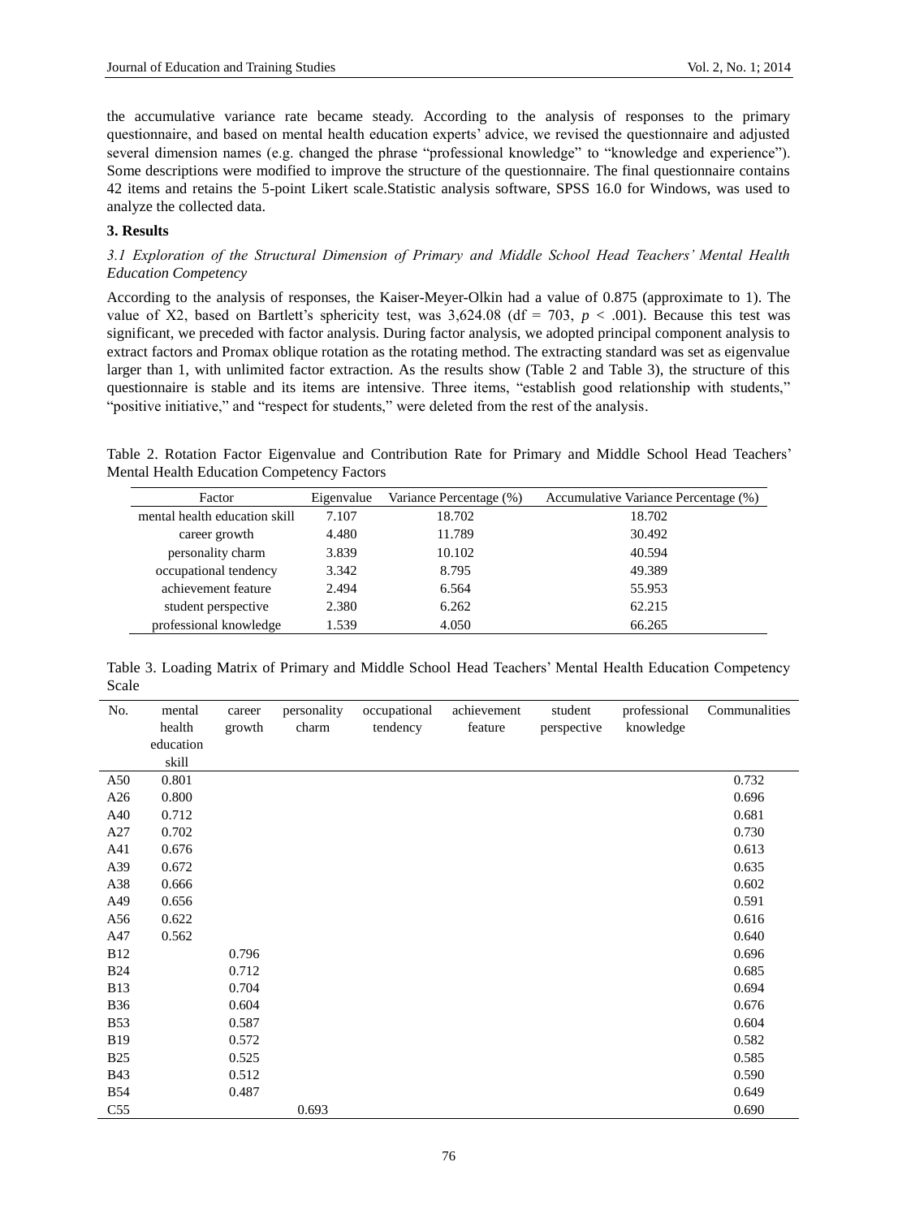the accumulative variance rate became steady. According to the analysis of responses to the primary questionnaire, and based on mental health education experts' advice, we revised the questionnaire and adjusted several dimension names (e.g. changed the phrase "professional knowledge" to "knowledge and experience"). Some descriptions were modified to improve the structure of the questionnaire. The final questionnaire contains 42 items and retains the 5-point Likert scale.Statistic analysis software, SPSS 16.0 for Windows, was used to analyze the collected data.

## 3. Results

### *3.1 Exploration of the Structural Dimension of Primary and Middle School Head Teachers' Mental Health Education Competency*

According to the analysis of responses, the Kaiser-Meyer-Olkin had a value of 0.875 (approximate to 1). The value of X2, based on Bartlett's sphericity test, was 3,624.08 (df = 703, $p$ < .001). Because this test was significant, we preceded with factor analysis. During factor analysis, we adopted principal component analysis to extract factors and Promax oblique rotation as the rotating method. The extracting standard was set as eigenvalue larger than 1, with unlimited factor extraction. As the results show (Table 2 and Table 3), the structure of this questionnaire is stable and its items are intensive. Three items, "establish good relationship with students," "positive initiative," and "respect for students," were deleted from the rest of the analysis.

Table 2. Rotation Factor Eigenvalue and Contribution Rate for Primary and Middle School Head Teachers' Mental Health Education Competency Factors

| Factor | Eigenvalue | Variance Percentage (%) | Accumulative Variance Percentage (%) |
|---|---|---|---|
| mental health education skill | 7.107 | 18.702 | 18.702 |
| career growth | 4.480 | 11.789 | 30.492 |
| personality charm | 3.839 | 10.102 | 40.594 |
| occupational tendency | 3.342 | 8.795 | 49.389 |
| achievement feature | 2.494 | 6.564 | 55.953 |
| student perspective | 2.380 | 6.262 | 62.215 |
| professional knowledge | 1.539 | 4.050 | 66.265 |

Table 3. Loading Matrix of Primary and Middle School Head Teachers' Mental Health Education Competency Scale

| No. | mental health education skill | career growth | personality charm | occupational tendency | achievement feature | student perspective | professional knowledge | Communalities |
|---|---|---|---|---|---|---|---|---|
| A50 | 0.801 | | | | | | | 0.732 |
| A26 | 0.800 | | | | | | | 0.696 |
| A40 | 0.712 | | | | | | | 0.681 |
| A27 | 0.702 | | | | | | | 0.730 |
| A41 | 0.676 | | | | | | | 0.613 |
| A39 | 0.672 | | | | | | | 0.635 |
| A38 | 0.666 | | | | | | | 0.602 |
| A49 | 0.656 | | | | | | | 0.591 |
| A56 | 0.622 | | | | | | | 0.616 |
| A47 | 0.562 | | | | | | | 0.640 |
| B12 | | 0.796 | | | | | | 0.696 |
| B24 | | 0.712 | | | | | | 0.685 |
| B13 | | 0.704 | | | | | | 0.694 |
| B36 | | 0.604 | | | | | | 0.676 |
| B53 | | 0.587 | | | | | | 0.604 |
| B19 | | 0.572 | | | | | | 0.582 |
| B25 | | 0.525 | | | | | | 0.585 |
| B43 | | 0.512 | | | | | | 0.590 |
| B54 | | 0.487 | | | | | | 0.649 |
| C55 | | | 0.693 | | | | | 0.690 |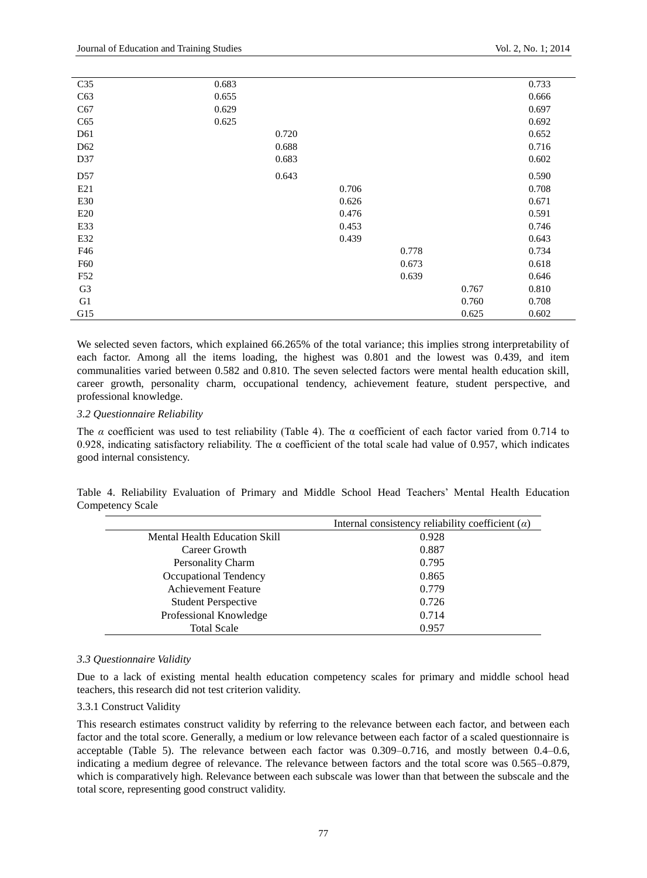| | | | | | | | | |
|---|---|---|---|---|---|---|---|---|
| C35 | | | 0.683 | | | | | 0.733 |
| C63 | | | 0.655 | | | | | 0.666 |
| C67 | | | 0.629 | | | | | 0.697 |
| C65 | | | 0.625 | | | | | 0.692 |
| D61 | | | | 0.720 | | | | 0.652 |
| D62 | | | | 0.688 | | | | 0.716 |
| D37 | | | | 0.683 | | | | 0.602 |
| D57 | | | | 0.643 | | | | 0.590 |
| E21 | | | | | 0.706 | | | 0.708 |
| E30 | | | | | 0.626 | | | 0.671 |
| E20 | | | | | 0.476 | | | 0.591 |
| E33 | | | | | 0.453 | | | 0.746 |
| E32 | | | | | 0.439 | | | 0.643 |
| F46 | | | | | | 0.778 | | 0.734 |
| F60 | | | | | | 0.673 | | 0.618 |
| F52 | | | | | | 0.639 | | 0.646 |
| G3 | | | | | | | 0.767 | 0.810 |
| G1 | | | | | | | 0.760 | 0.708 |
| G15 | | | | | | | 0.625 | 0.602 |

We selected seven factors, which explained 66.265% of the total variance; this implies strong interpretability of each factor. Among all the items loading, the highest was 0.801 and the lowest was 0.439, and item communalities varied between 0.582 and 0.810. The seven selected factors were mental health education skill, career growth, personality charm, occupational tendency, achievement feature, student perspective, and professional knowledge.

### *3.2 Questionnaire Reliability*

The *α* coefficient was used to test reliability (Table 4). The α coefficient of each factor varied from 0.714 to 0.928, indicating satisfactory reliability. The α coefficient of the total scale had value of 0.957, which indicates good internal consistency.

Table 4. Reliability Evaluation of Primary and Middle School Head Teachers' Mental Health Education Competency Scale

| | Internal consistency reliability coefficient (*α*) |
|---|---|
| Mental Health Education Skill | 0.928 |
| Career Growth | 0.887 |
| Personality Charm | 0.795 |
| Occupational Tendency | 0.865 |
| Achievement Feature | 0.779 |
| Student Perspective | 0.726 |
| Professional Knowledge | 0.714 |
| Total Scale | 0.957 |

### *3.3 Questionnaire Validity*

Due to a lack of existing mental health education competency scales for primary and middle school head teachers, this research did not test criterion validity.

#### 3.3.1 Construct Validity

This research estimates construct validity by referring to the relevance between each factor, and between each factor and the total score. Generally, a medium or low relevance between each factor of a scaled questionnaire is acceptable (Table 5). The relevance between each factor was 0.309–0.716, and mostly between 0.4–0.6, indicating a medium degree of relevance. The relevance between factors and the total score was 0.565–0.879, which is comparatively high. Relevance between each subscale was lower than that between the subscale and the total score, representing good construct validity.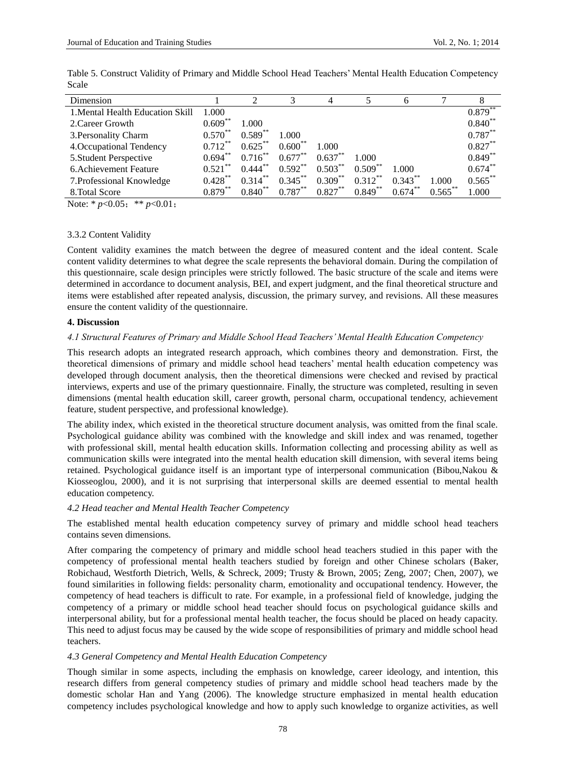Table 5. Construct Validity of Primary and Middle School Head Teachers' Mental Health Education Competency Scale

| Dimension | 1 | 2 | 3 | 4 | 5 | 6 | 7 | 8 |
|---|---|---|---|---|---|---|---|---|
| 1.Mental Health Education Skill | 1.000 | | | | | | | 0.879** |
| 2.Career Growth | 0.609** | 1.000 | | | | | | 0.840** |
| 3.Personality Charm | 0.570** | 0.589** | 1.000 | | | | | 0.787** |
| 4.Occupational Tendency | 0.712** | 0.625** | 0.600** | 1.000 | | | | 0.827** |
| 5.Student Perspective | 0.694** | 0.716** | 0.677** | 0.637** | 1.000 | | | 0.849** |
| 6.Achievement Feature | 0.521** | 0.444** | 0.592** | 0.503** | 0.509** | 1.000 | | 0.674** |
| 7.Professional Knowledge | 0.428** | 0.314** | 0.345** | 0.309** | 0.312** | 0.343** | 1.000 | 0.565** |
| 8.Total Score | 0.879** | 0.840** | 0.787** | 0.827** | 0.849** | 0.674** | 0.565** | 1.000 |

Note: * $p$<0.05； ** $p$<0.01；

3.3.2 Content Validity

Content validity examines the match between the degree of measured content and the ideal content. Scale content validity determines to what degree the scale represents the behavioral domain. During the compilation of this questionnaire, scale design principles were strictly followed. The basic structure of the scale and items were determined in accordance to document analysis, BEI, and expert judgment, and the final theoretical structure and items were established after repeated analysis, discussion, the primary survey, and revisions. All these measures ensure the content validity of the questionnaire.

**4. Discussion**

*4.1 Structural Features of Primary and Middle School Head Teachers' Mental Health Education Competency*

This research adopts an integrated research approach, which combines theory and demonstration. First, the theoretical dimensions of primary and middle school head teachers' mental health education competency was developed through document analysis, then the theoretical dimensions were checked and revised by practical interviews, experts and use of the primary questionnaire. Finally, the structure was completed, resulting in seven dimensions (mental health education skill, career growth, personal charm, occupational tendency, achievement feature, student perspective, and professional knowledge).

The ability index, which existed in the theoretical structure document analysis, was omitted from the final scale. Psychological guidance ability was combined with the knowledge and skill index and was renamed, together with professional skill, mental health education skills. Information collecting and processing ability as well as communication skills were integrated into the mental health education skill dimension, with several items being retained. Psychological guidance itself is an important type of interpersonal communication (Bibou,Nakou & Kiosseoglou, 2000), and it is not surprising that interpersonal skills are deemed essential to mental health education competency.

*4.2 Head teacher and Mental Health Teacher Competency*

The established mental health education competency survey of primary and middle school head teachers contains seven dimensions.

After comparing the competency of primary and middle school head teachers studied in this paper with the competency of professional mental health teachers studied by foreign and other Chinese scholars (Baker, Robichaud, Westforth Dietrich, Wells, & Schreck, 2009; Trusty & Brown, 2005; Zeng, 2007; Chen, 2007), we found similarities in following fields: personality charm, emotionality and occupational tendency. However, the competency of head teachers is difficult to rate. For example, in a professional field of knowledge, judging the competency of a primary or middle school head teacher should focus on psychological guidance skills and interpersonal ability, but for a professional mental health teacher, the focus should be placed on heady capacity. This need to adjust focus may be caused by the wide scope of responsibilities of primary and middle school head teachers.

*4.3 General Competency and Mental Health Education Competency*

Though similar in some aspects, including the emphasis on knowledge, career ideology, and intention, this research differs from general competency studies of primary and middle school head teachers made by the domestic scholar Han and Yang (2006). The knowledge structure emphasized in mental health education competency includes psychological knowledge and how to apply such knowledge to organize activities, as well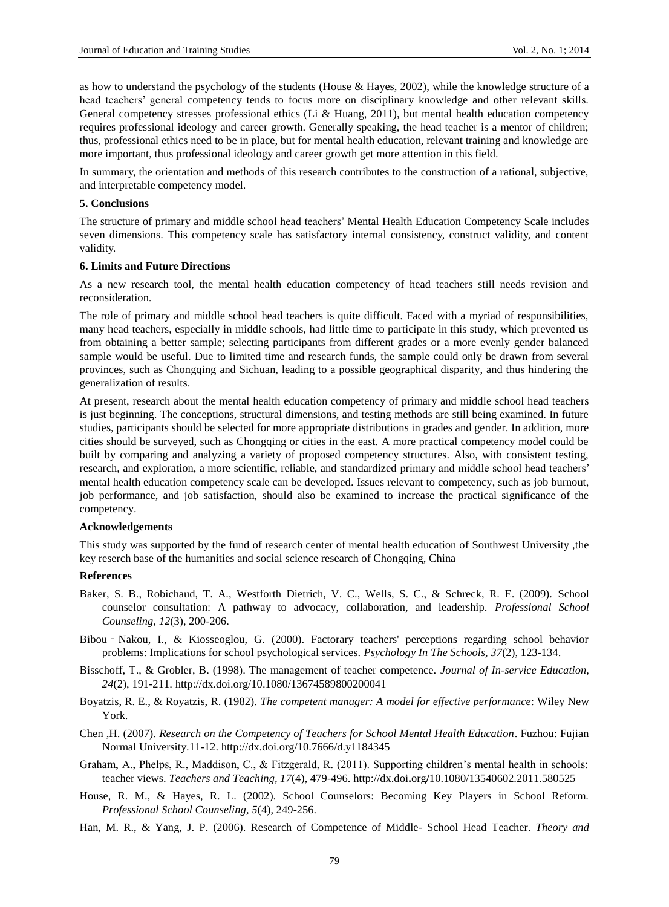as how to understand the psychology of the students (House & Hayes, 2002), while the knowledge structure of a head teachers' general competency tends to focus more on disciplinary knowledge and other relevant skills. General competency stresses professional ethics (Li & Huang, 2011), but mental health education competency requires professional ideology and career growth. Generally speaking, the head teacher is a mentor of children; thus, professional ethics need to be in place, but for mental health education, relevant training and knowledge are more important, thus professional ideology and career growth get more attention in this field.

In summary, the orientation and methods of this research contributes to the construction of a rational, subjective, and interpretable competency model.

## 5. Conclusions

The structure of primary and middle school head teachers' Mental Health Education Competency Scale includes seven dimensions. This competency scale has satisfactory internal consistency, construct validity, and content validity.

## 6. Limits and Future Directions

As a new research tool, the mental health education competency of head teachers still needs revision and reconsideration.

The role of primary and middle school head teachers is quite difficult. Faced with a myriad of responsibilities, many head teachers, especially in middle schools, had little time to participate in this study, which prevented us from obtaining a better sample; selecting participants from different grades or a more evenly gender balanced sample would be useful. Due to limited time and research funds, the sample could only be drawn from several provinces, such as Chongqing and Sichuan, leading to a possible geographical disparity, and thus hindering the generalization of results.

At present, research about the mental health education competency of primary and middle school head teachers is just beginning. The conceptions, structural dimensions, and testing methods are still being examined. In future studies, participants should be selected for more appropriate distributions in grades and gender. In addition, more cities should be surveyed, such as Chongqing or cities in the east. A more practical competency model could be built by comparing and analyzing a variety of proposed competency structures. Also, with consistent testing, research, and exploration, a more scientific, reliable, and standardized primary and middle school head teachers' mental health education competency scale can be developed. Issues relevant to competency, such as job burnout, job performance, and job satisfaction, should also be examined to increase the practical significance of the competency.

## Acknowledgements

This study was supported by the fund of research center of mental health education of Southwest University ,the key reserch base of the humanities and social science research of Chongqing, China

## References

Baker, S. B., Robichaud, T. A., Westforth Dietrich, V. C., Wells, S. C., & Schreck, R. E. (2009). School counselor consultation: A pathway to advocacy, collaboration, and leadership. *Professional School Counseling, 12*(3), 200-206.

Bibou‐Nakou, I., & Kiosseoglou, G. (2000). Factorary teachers' perceptions regarding school behavior problems: Implications for school psychological services. *Psychology In The Schools, 37*(2), 123-134.

Bisschoff, T., & Grobler, B. (1998). The management of teacher competence. *Journal of In-service Education, 24*(2), 191-211. http://dx.doi.org/10.1080/13674589800200041

Boyatzis, R. E., & Royatzis, R. (1982). *The competent manager: A model for effective performance*: Wiley New York.

Chen ,H. (2007). *Research on the Competency of Teachers for School Mental Health Education*. Fuzhou: Fujian Normal University.11-12. http://dx.doi.org/10.7666/d.y1184345

Graham, A., Phelps, R., Maddison, C., & Fitzgerald, R. (2011). Supporting children's mental health in schools: teacher views. *Teachers and Teaching, 17*(4), 479-496. http://dx.doi.org/10.1080/13540602.2011.580525

House, R. M., & Hayes, R. L. (2002). School Counselors: Becoming Key Players in School Reform. *Professional School Counseling, 5*(4), 249-256.

Han, M. R., & Yang, J. P. (2006). Research of Competence of Middle- School Head Teacher. *Theory and*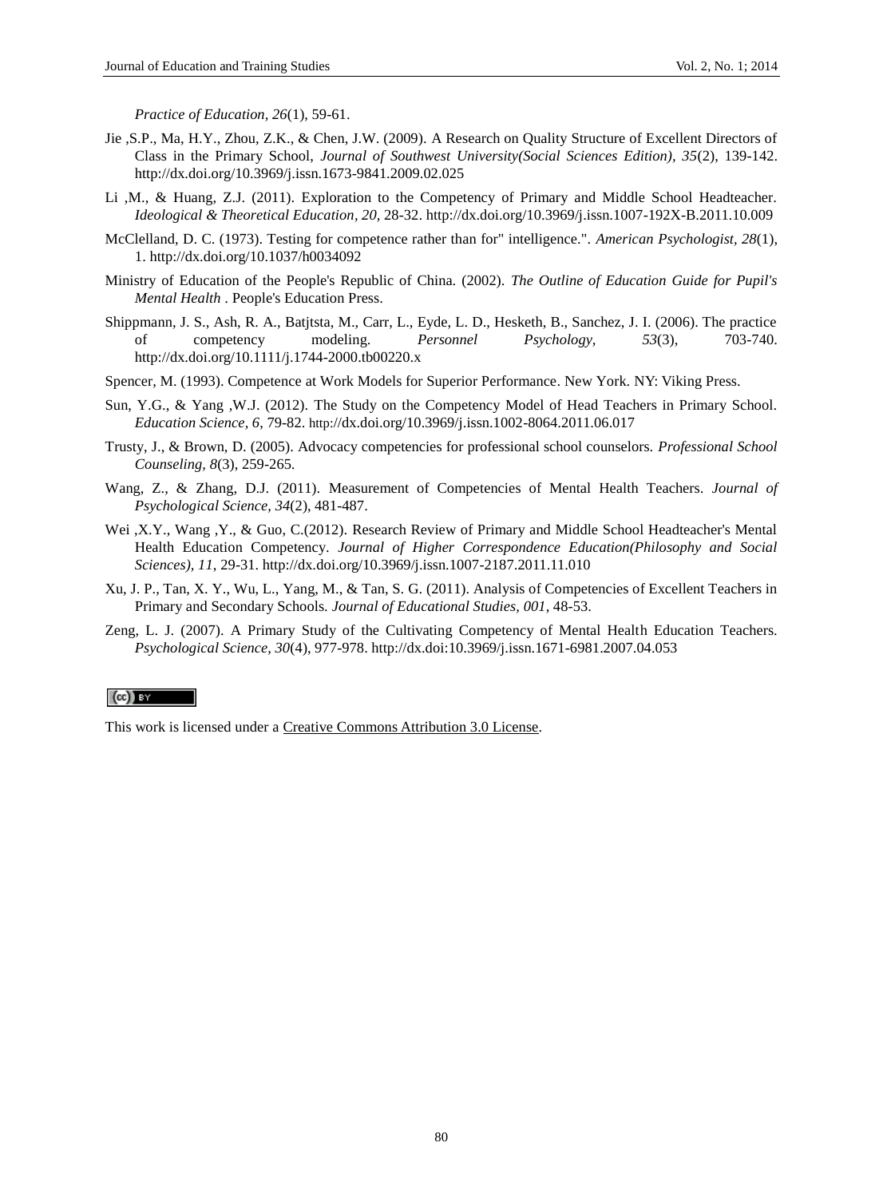*Practice of Education, 26*(1), 59-61.

Jie ,S.P., Ma, H.Y., Zhou, Z.K., & Chen, J.W. (2009). A Research on Quality Structure of Excellent Directors of Class in the Primary School, *Journal of Southwest University(Social Sciences Edition), 35*(2), 139-142. http://dx.doi.org/10.3969/j.issn.1673-9841.2009.02.025

Li ,M., & Huang, Z.J. (2011). Exploration to the Competency of Primary and Middle School Headteacher. *Ideological & Theoretical Education, 20*, 28-32. http://dx.doi.org/10.3969/j.issn.1007-192X-B.2011.10.009

McClelland, D. C. (1973). Testing for competence rather than for" intelligence.". *American Psychologist, 28*(1), 1. http://dx.doi.org/10.1037/h0034092

Ministry of Education of the People's Republic of China. (2002). *The Outline of Education Guide for Pupil's Mental Health* . People's Education Press.

Shippmann, J. S., Ash, R. A., Batjtsta, M., Carr, L., Eyde, L. D., Hesketh, B., Sanchez, J. I. (2006). The practice of competency modeling. *Personnel Psychology, 53*(3), 703-740. http://dx.doi.org/10.1111/j.1744-2000.tb00220.x

Spencer, M. (1993). Competence at Work Models for Superior Performance. New York. NY: Viking Press.

Sun, Y.G., & Yang ,W.J. (2012). The Study on the Competency Model of Head Teachers in Primary School. *Education Science, 6*, 79-82. http://dx.doi.org/10.3969/j.issn.1002-8064.2011.06.017

Trusty, J., & Brown, D. (2005). Advocacy competencies for professional school counselors. *Professional School Counseling, 8*(3), 259-265.

Wang, Z., & Zhang, D.J. (2011). Measurement of Competencies of Mental Health Teachers. *Journal of Psychological Science, 34*(2), 481-487.

Wei ,X.Y., Wang ,Y., & Guo, C.(2012). Research Review of Primary and Middle School Headteacher's Mental Health Education Competency. *Journal of Higher Correspondence Education(Philosophy and Social Sciences), 11*, 29-31. http://dx.doi.org/10.3969/j.issn.1007-2187.2011.11.010

Xu, J. P., Tan, X. Y., Wu, L., Yang, M., & Tan, S. G. (2011). Analysis of Competencies of Excellent Teachers in Primary and Secondary Schools. *Journal of Educational Studies, 001*, 48-53.

Zeng, L. J. (2007). A Primary Study of the Cultivating Competency of Mental Health Education Teachers. *Psychological Science, 30*(4), 977-978. http://dx.doi:10.3969/j.issn.1671-6981.2007.04.053

This work is licensed under a Creative Commons Attribution 3.0 License.